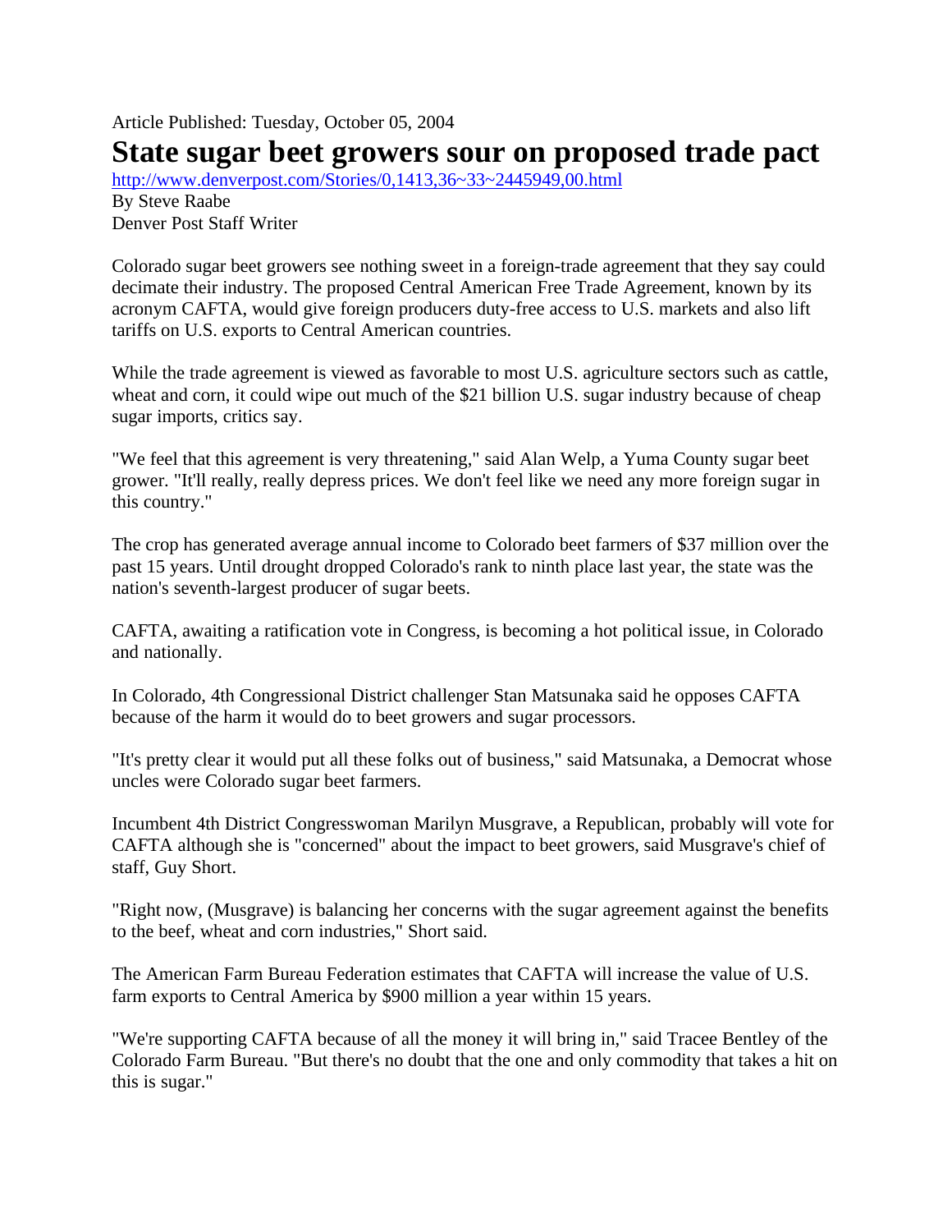Article Published: Tuesday, October 05, 2004

# State sugar beet growers sour on proposed trade pact

http://www.denverpost.com/Stories/0,1413,36~33~2445949,00.html

By Steve Raabe
Denver Post Staff Writer

Colorado sugar beet growers see nothing sweet in a foreign-trade agreement that they say could decimate their industry. The proposed Central American Free Trade Agreement, known by its acronym CAFTA, would give foreign producers duty-free access to U.S. markets and also lift tariffs on U.S. exports to Central American countries.

While the trade agreement is viewed as favorable to most U.S. agriculture sectors such as cattle, wheat and corn, it could wipe out much of the $21 billion U.S. sugar industry because of cheap sugar imports, critics say.

"We feel that this agreement is very threatening," said Alan Welp, a Yuma County sugar beet grower. "It'll really, really depress prices. We don't feel like we need any more foreign sugar in this country."

The crop has generated average annual income to Colorado beet farmers of $37 million over the past 15 years. Until drought dropped Colorado's rank to ninth place last year, the state was the nation's seventh-largest producer of sugar beets.

CAFTA, awaiting a ratification vote in Congress, is becoming a hot political issue, in Colorado and nationally.

In Colorado, 4th Congressional District challenger Stan Matsunaka said he opposes CAFTA because of the harm it would do to beet growers and sugar processors.

"It's pretty clear it would put all these folks out of business," said Matsunaka, a Democrat whose uncles were Colorado sugar beet farmers.

Incumbent 4th District Congresswoman Marilyn Musgrave, a Republican, probably will vote for CAFTA although she is "concerned" about the impact to beet growers, said Musgrave's chief of staff, Guy Short.

"Right now, (Musgrave) is balancing her concerns with the sugar agreement against the benefits to the beef, wheat and corn industries," Short said.

The American Farm Bureau Federation estimates that CAFTA will increase the value of U.S. farm exports to Central America by $900 million a year within 15 years.

"We're supporting CAFTA because of all the money it will bring in," said Tracee Bentley of the Colorado Farm Bureau. "But there's no doubt that the one and only commodity that takes a hit on this is sugar."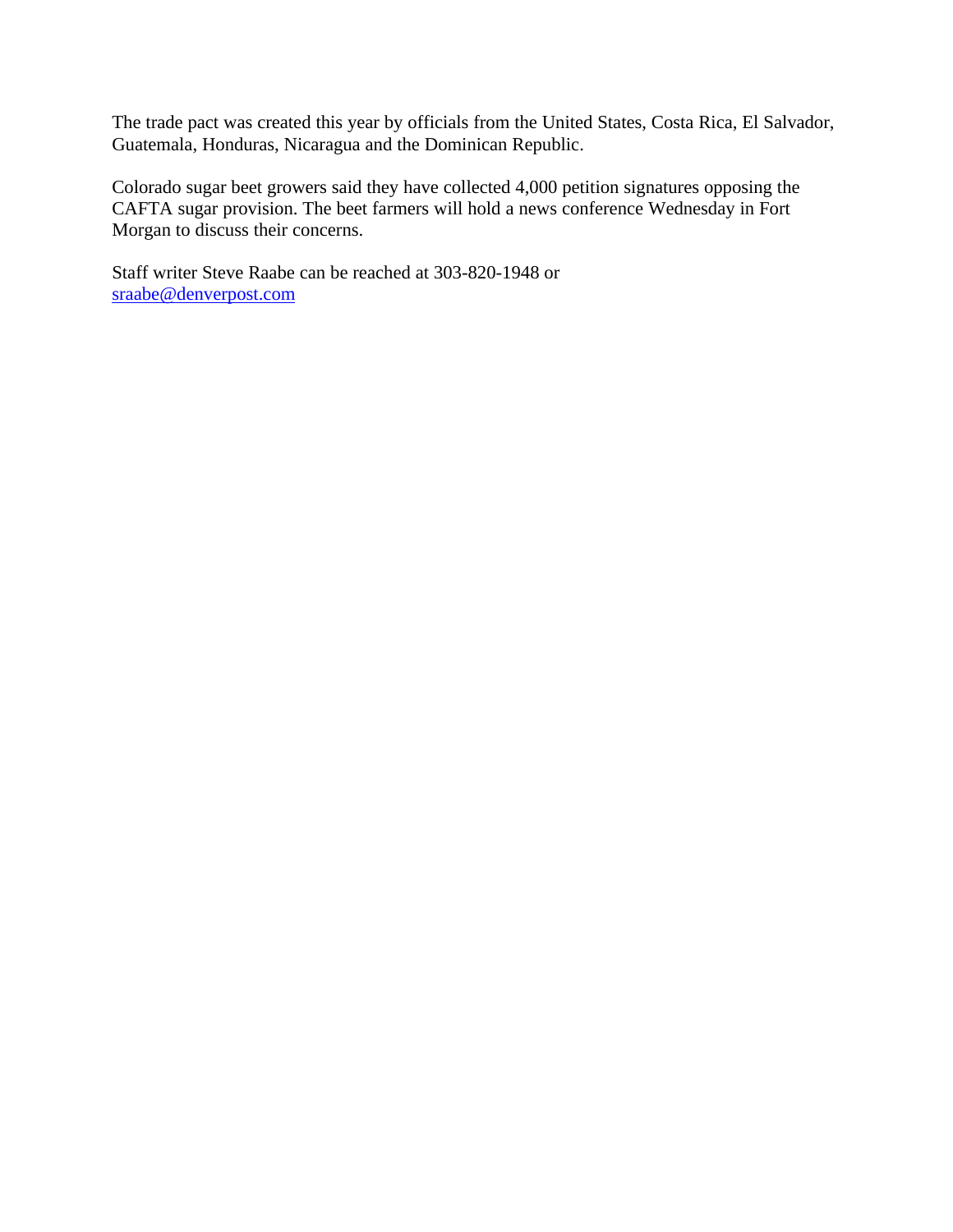The trade pact was created this year by officials from the United States, Costa Rica, El Salvador, Guatemala, Honduras, Nicaragua and the Dominican Republic.

Colorado sugar beet growers said they have collected 4,000 petition signatures opposing the CAFTA sugar provision. The beet farmers will hold a news conference Wednesday in Fort Morgan to discuss their concerns.

Staff writer Steve Raabe can be reached at 303-820-1948 or sraabe@denverpost.com